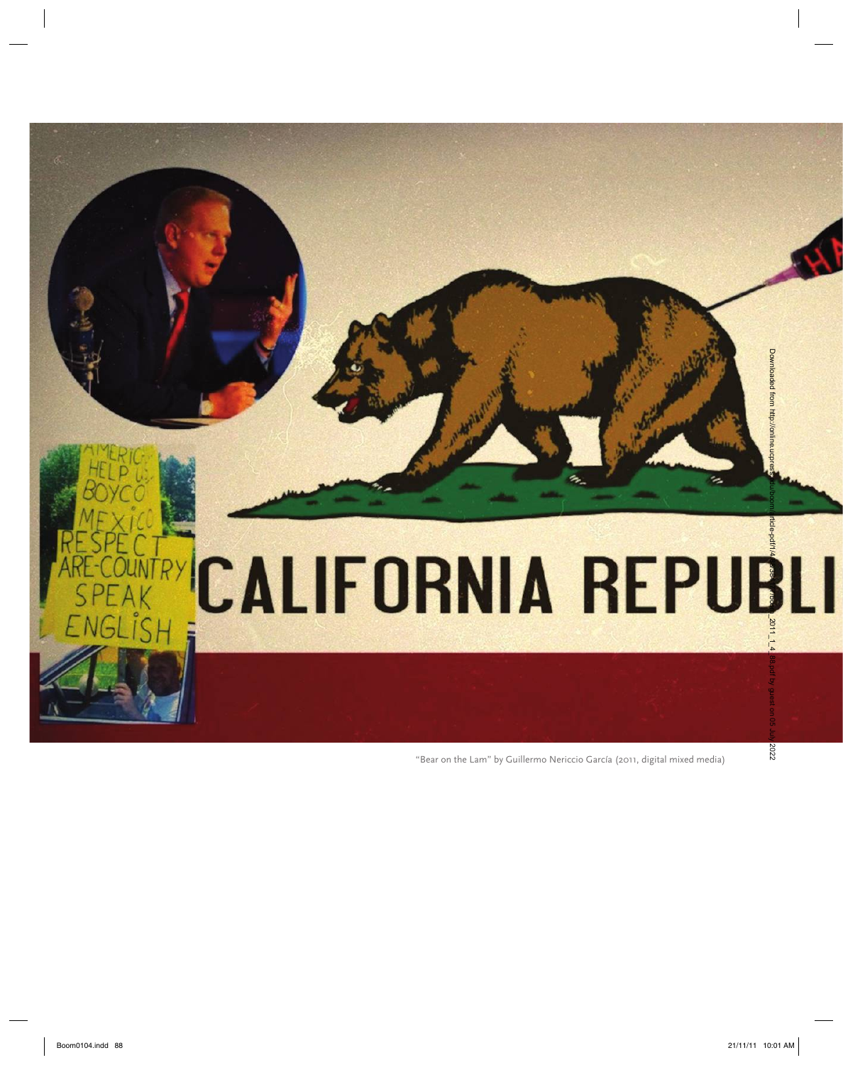"Bear on the Lam" by Guillermo Nericcio García (2011, digital mixed media)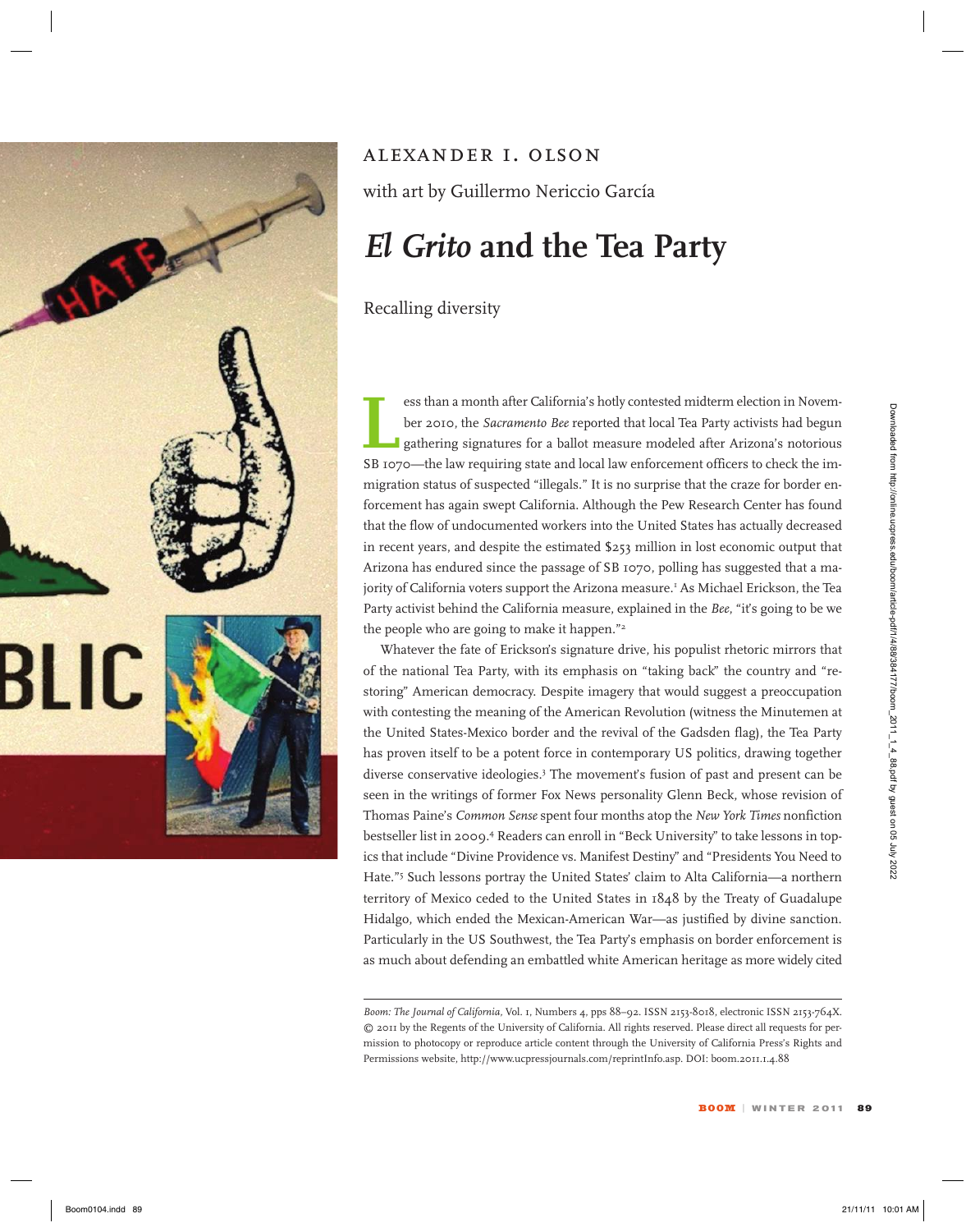ALEXANDER I. OLSON

with art by Guillermo Nericcio García

# *El Grito* and the Tea Party

## Recalling diversity

Less than a month after California's hotly contested midterm election in November 2010, the *Sacramento Bee* reported that local Tea Party activists had begun gathering signatures for a ballot measure modeled after Arizona's notorious SB 1070—the law requiring state and local law enforcement officers to check the immigration status of suspected "illegals." It is no surprise that the craze for border enforcement has again swept California. Although the Pew Research Center has found that the flow of undocumented workers into the United States has actually decreased in recent years, and despite the estimated $253 million in lost economic output that Arizona has endured since the passage of SB 1070, polling has suggested that a majority of California voters support the Arizona measure.[1] As Michael Erickson, the Tea Party activist behind the California measure, explained in the *Bee*, "it's going to be we the people who are going to make it happen."[2]

Whatever the fate of Erickson's signature drive, his populist rhetoric mirrors that of the national Tea Party, with its emphasis on "taking back" the country and "restoring" American democracy. Despite imagery that would suggest a preoccupation with contesting the meaning of the American Revolution (witness the Minutemen at the United States-Mexico border and the revival of the Gadsden flag), the Tea Party has proven itself to be a potent force in contemporary US politics, drawing together diverse conservative ideologies.[3] The movement's fusion of past and present can be seen in the writings of former Fox News personality Glenn Beck, whose revision of Thomas Paine's *Common Sense* spent four months atop the *New York Times* nonfiction bestseller list in 2009.[4] Readers can enroll in "Beck University" to take lessons in topics that include "Divine Providence vs. Manifest Destiny" and "Presidents You Need to Hate."[5] Such lessons portray the United States' claim to Alta California—a northern territory of Mexico ceded to the United States in 1848 by the Treaty of Guadalupe Hidalgo, which ended the Mexican-American War—as justified by divine sanction. Particularly in the US Southwest, the Tea Party's emphasis on border enforcement is as much about defending an embattled white American heritage as more widely cited

---

*Boom: The Journal of California*, Vol. 1, Numbers 4, pps 88–92. ISSN 2153-8018, electronic ISSN 2153-764X. © 2011 by the Regents of the University of California. All rights reserved. Please direct all requests for permission to photocopy or reproduce article content through the University of California Press's Rights and Permissions website, http://www.ucpressjournals.com/reprintInfo.asp. DOI: boom.2011.1.4.88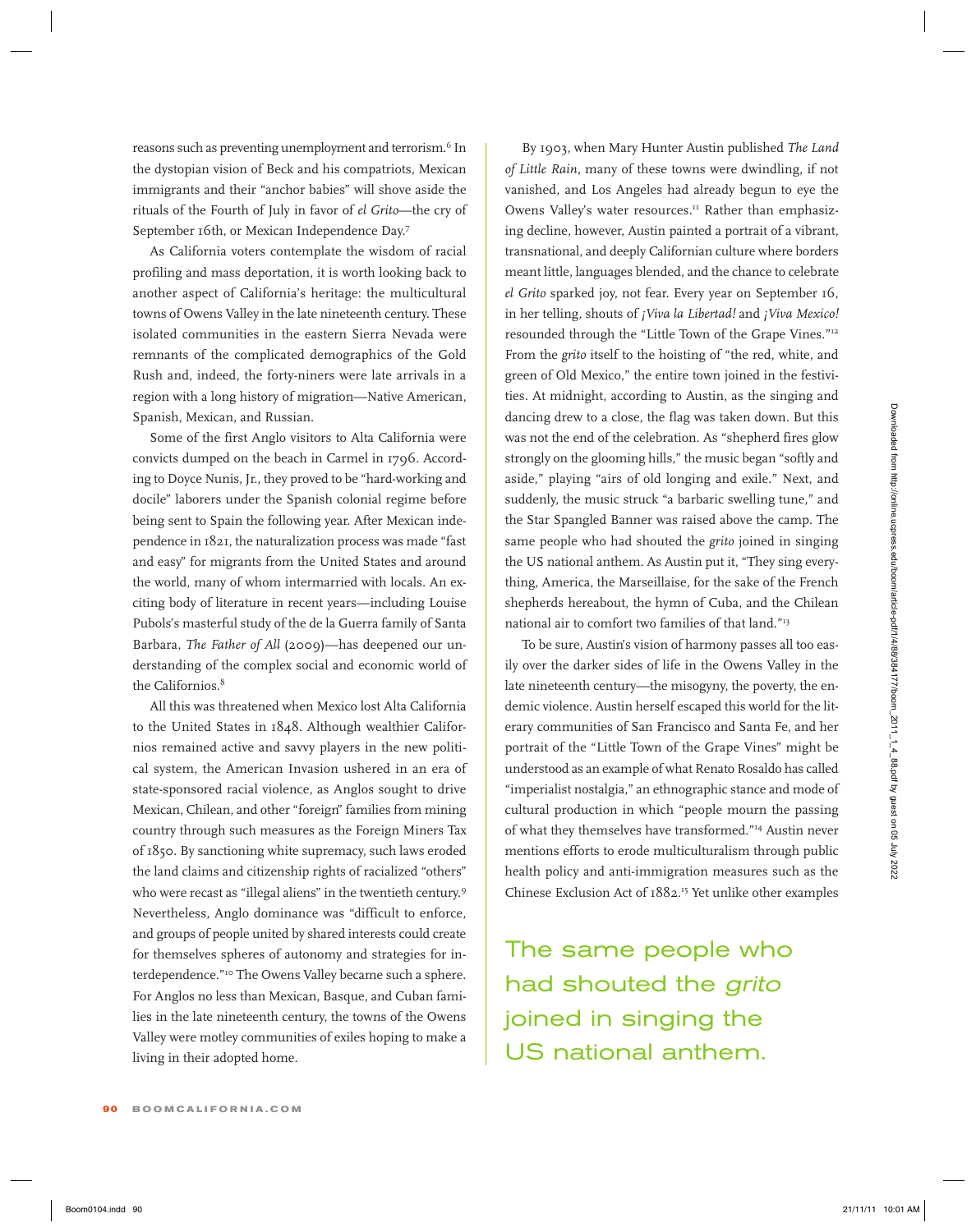reasons such as preventing unemployment and terrorism.[6] In the dystopian vision of Beck and his compatriots, Mexican immigrants and their "anchor babies" will shove aside the rituals of the Fourth of July in favor of *el Grito*—the cry of September 16th, or Mexican Independence Day.[7]

As California voters contemplate the wisdom of racial profiling and mass deportation, it is worth looking back to another aspect of California's heritage: the multicultural towns of Owens Valley in the late nineteenth century. These isolated communities in the eastern Sierra Nevada were remnants of the complicated demographics of the Gold Rush and, indeed, the forty-niners were late arrivals in a region with a long history of migration—Native American, Spanish, Mexican, and Russian.

Some of the first Anglo visitors to Alta California were convicts dumped on the beach in Carmel in 1796. According to Doyce Nunis, Jr., they proved to be "hard-working and docile" laborers under the Spanish colonial regime before being sent to Spain the following year. After Mexican independence in 1821, the naturalization process was made "fast and easy" for migrants from the United States and around the world, many of whom intermarried with locals. An exciting body of literature in recent years—including Louise Pubols's masterful study of the de la Guerra family of Santa Barbara, *The Father of All* (2009)—has deepened our understanding of the complex social and economic world of the Californios.[8]

All this was threatened when Mexico lost Alta California to the United States in 1848. Although wealthier Californios remained active and savvy players in the new political system, the American Invasion ushered in an era of state-sponsored racial violence, as Anglos sought to drive Mexican, Chilean, and other "foreign" families from mining country through such measures as the Foreign Miners Tax of 1850. By sanctioning white supremacy, such laws eroded the land claims and citizenship rights of racialized "others" who were recast as "illegal aliens" in the twentieth century.[9] Nevertheless, Anglo dominance was "difficult to enforce, and groups of people united by shared interests could create for themselves spheres of autonomy and strategies for interdependence."[10] The Owens Valley became such a sphere. For Anglos no less than Mexican, Basque, and Cuban families in the late nineteenth century, the towns of the Owens Valley were motley communities of exiles hoping to make a living in their adopted home.

By 1903, when Mary Hunter Austin published *The Land of Little Rain*, many of these towns were dwindling, if not vanished, and Los Angeles had already begun to eye the Owens Valley's water resources.[11] Rather than emphasizing decline, however, Austin painted a portrait of a vibrant, transnational, and deeply Californian culture where borders meant little, languages blended, and the chance to celebrate *el Grito* sparked joy, not fear. Every year on September 16, in her telling, shouts of *¡Viva la Libertad!* and *¡Viva Mexico!* resounded through the "Little Town of the Grape Vines."[12] From the *grito* itself to the hoisting of "the red, white, and green of Old Mexico," the entire town joined in the festivities. At midnight, according to Austin, as the singing and dancing drew to a close, the flag was taken down. But this was not the end of the celebration. As "shepherd fires glow strongly on the glooming hills," the music began "softly and aside," playing "airs of old longing and exile." Next, and suddenly, the music struck "a barbaric swelling tune," and the Star Spangled Banner was raised above the camp. The same people who had shouted the *grito* joined in singing the US national anthem. As Austin put it, "They sing everything, America, the Marseillaise, for the sake of the French shepherds hereabout, the hymn of Cuba, and the Chilean national air to comfort two families of that land."[13]

To be sure, Austin's vision of harmony passes all too easily over the darker sides of life in the Owens Valley in the late nineteenth century—the misogyny, the poverty, the endemic violence. Austin herself escaped this world for the literary communities of San Francisco and Santa Fe, and her portrait of the "Little Town of the Grape Vines" might be understood as an example of what Renato Rosaldo has called "imperialist nostalgia," an ethnographic stance and mode of cultural production in which "people mourn the passing of what they themselves have transformed."[14] Austin never mentions efforts to erode multiculturalism through public health policy and anti-immigration measures such as the Chinese Exclusion Act of 1882.[15] Yet unlike other examples

The same people who had shouted the *grito* joined in singing the US national anthem.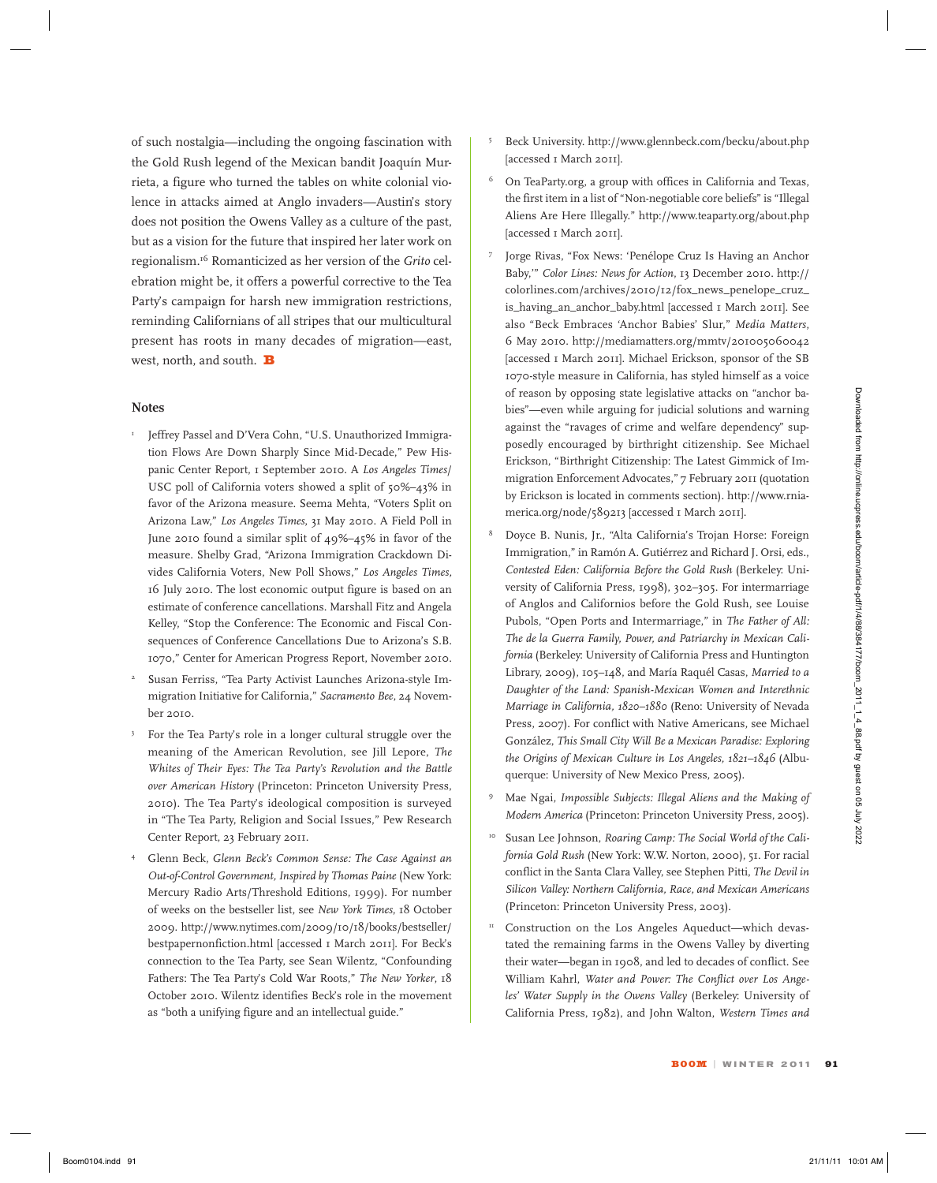of such nostalgia—including the ongoing fascination with the Gold Rush legend of the Mexican bandit Joaquín Murrieta, a figure who turned the tables on white colonial violence in attacks aimed at Anglo invaders—Austin's story does not position the Owens Valley as a culture of the past, but as a vision for the future that inspired her later work on regionalism.[16] Romanticized as her version of the *Grito* celebration might be, it offers a powerful corrective to the Tea Party's campaign for harsh new immigration restrictions, reminding Californians of all stripes that our multicultural present has roots in many decades of migration—east, west, north, and south. **B**

### Notes

1. Jeffrey Passel and D'Vera Cohn, "U.S. Unauthorized Immigration Flows Are Down Sharply Since Mid-Decade," Pew Hispanic Center Report, 1 September 2010. A *Los Angeles Times*/USC poll of California voters showed a split of 50%–43% in favor of the Arizona measure. Seema Mehta, "Voters Split on Arizona Law," *Los Angeles Times*, 31 May 2010. A Field Poll in June 2010 found a similar split of 49%–45% in favor of the measure. Shelby Grad, "Arizona Immigration Crackdown Divides California Voters, New Poll Shows," *Los Angeles Times*, 16 July 2010. The lost economic output figure is based on an estimate of conference cancellations. Marshall Fitz and Angela Kelley, "Stop the Conference: The Economic and Fiscal Consequences of Conference Cancellations Due to Arizona's S.B. 1070," Center for American Progress Report, November 2010.
2. Susan Ferriss, "Tea Party Activist Launches Arizona-style Immigration Initiative for California," *Sacramento Bee*, 24 November 2010.
3. For the Tea Party's role in a longer cultural struggle over the meaning of the American Revolution, see Jill Lepore, *The Whites of Their Eyes: The Tea Party's Revolution and the Battle over American History* (Princeton: Princeton University Press, 2010). The Tea Party's ideological composition is surveyed in "The Tea Party, Religion and Social Issues," Pew Research Center Report, 23 February 2011.
4. Glenn Beck, *Glenn Beck's Common Sense: The Case Against an Out-of-Control Government, Inspired by Thomas Paine* (New York: Mercury Radio Arts/Threshold Editions, 1999). For number of weeks on the bestseller list, see *New York Times*, 18 October 2009. http://www.nytimes.com/2009/10/18/books/bestseller/bestpapernonfiction.html [accessed 1 March 2011]. For Beck's connection to the Tea Party, see Sean Wilentz, "Confounding Fathers: The Tea Party's Cold War Roots," *The New Yorker*, 18 October 2010. Wilentz identifies Beck's role in the movement as "both a unifying figure and an intellectual guide."
5. Beck University. http://www.glennbeck.com/becku/about.php [accessed 1 March 2011].
6. On TeaParty.org, a group with offices in California and Texas, the first item in a list of "Non-negotiable core beliefs" is "Illegal Aliens Are Here Illegally." http://www.teaparty.org/about.php [accessed 1 March 2011].
7. Jorge Rivas, "Fox News: 'Penélope Cruz Is Having an Anchor Baby,'" *Color Lines: News for Action*, 13 December 2010. http://colorlines.com/archives/2010/12/fox_news_penelope_cruz_is_having_an_anchor_baby.html [accessed 1 March 2011]. See also "Beck Embraces 'Anchor Babies' Slur," *Media Matters*, 6 May 2010. http://mediamatters.org/mmtv/201005060042 [accessed 1 March 2011]. Michael Erickson, sponsor of the SB 1070-style measure in California, has styled himself as a voice of reason by opposing state legislative attacks on "anchor babies"—even while arguing for judicial solutions and warning against the "ravages of crime and welfare dependency" supposedly encouraged by birthright citizenship. See Michael Erickson, "Birthright Citizenship: The Latest Gimmick of Immigration Enforcement Advocates," 7 February 2011 (quotation by Erickson is located in comments section). http://www.rniamerica.org/node/589213 [accessed 1 March 2011].
8. Doyce B. Nunis, Jr., "Alta California's Trojan Horse: Foreign Immigration," in Ramón A. Gutiérrez and Richard J. Orsi, eds., *Contested Eden: California Before the Gold Rush* (Berkeley: University of California Press, 1998), 302–305. For intermarriage of Anglos and Californios before the Gold Rush, see Louise Pubols, "Open Ports and Intermarriage," in *The Father of All: The de la Guerra Family, Power, and Patriarchy in Mexican California* (Berkeley: University of California Press and Huntington Library, 2009), 105–148, and María Raquél Casas, *Married to a Daughter of the Land: Spanish-Mexican Women and Interethnic Marriage in California, 1820–1880* (Reno: University of Nevada Press, 2007). For conflict with Native Americans, see Michael González, *This Small City Will Be a Mexican Paradise: Exploring the Origins of Mexican Culture in Los Angeles, 1821–1846* (Albuquerque: University of New Mexico Press, 2005).
9. Mae Ngai, *Impossible Subjects: Illegal Aliens and the Making of Modern America* (Princeton: Princeton University Press, 2005).
10. Susan Lee Johnson, *Roaring Camp: The Social World of the California Gold Rush* (New York: W.W. Norton, 2000), 51. For racial conflict in the Santa Clara Valley, see Stephen Pitti, *The Devil in Silicon Valley: Northern California, Race, and Mexican Americans* (Princeton: Princeton University Press, 2003).
11. Construction on the Los Angeles Aqueduct—which devastated the remaining farms in the Owens Valley by diverting their water—began in 1908, and led to decades of conflict. See William Kahrl, *Water and Power: The Conflict over Los Angeles' Water Supply in the Owens Valley* (Berkeley: University of California Press, 1982), and John Walton, *Western Times and*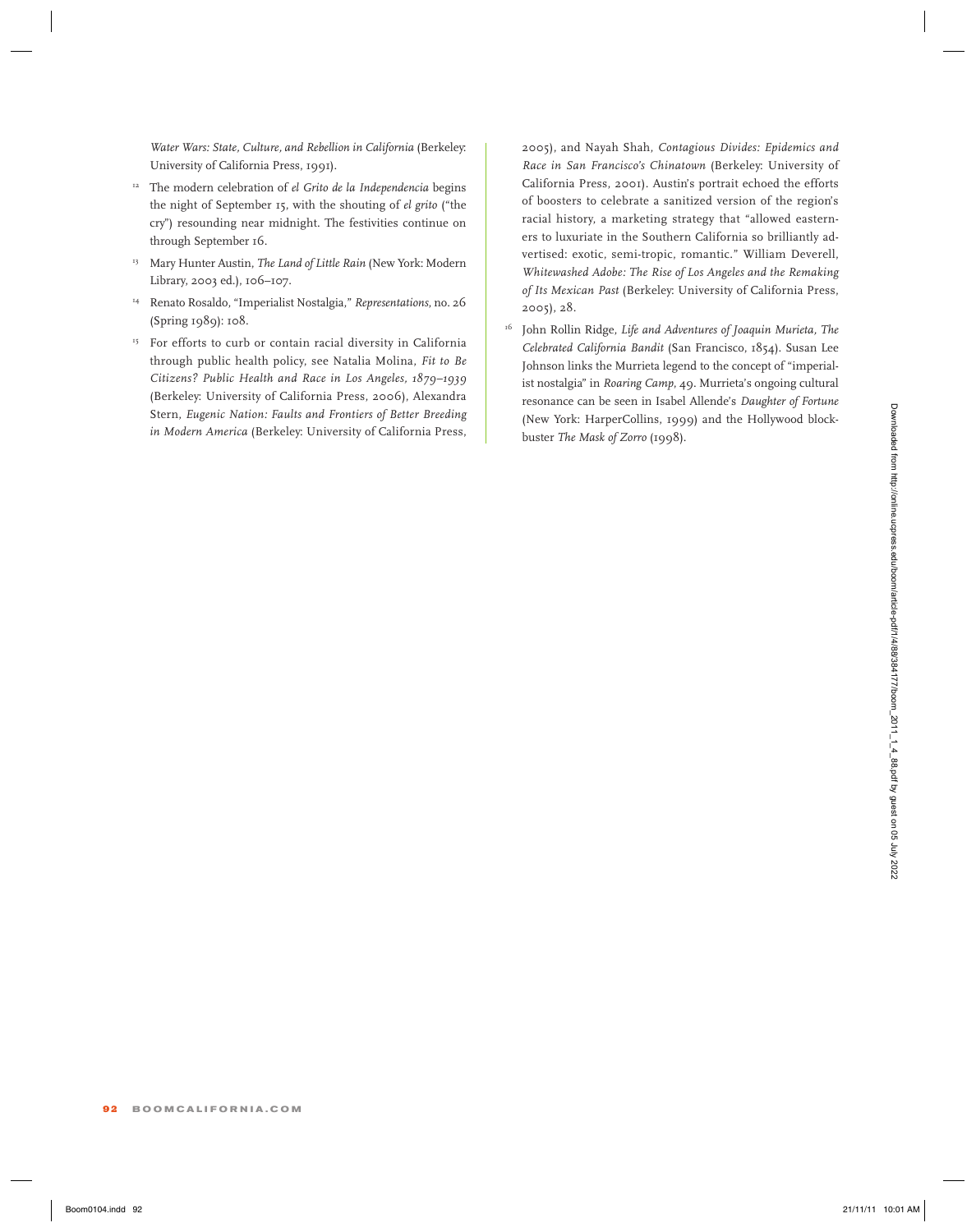*Water Wars: State, Culture, and Rebellion in California* (Berkeley: University of California Press, 1991).

[12] The modern celebration of *el Grito de la Independencia* begins the night of September 15, with the shouting of *el grito* ("the cry") resounding near midnight. The festivities continue on through September 16.

[13] Mary Hunter Austin, *The Land of Little Rain* (New York: Modern Library, 2003 ed.), 106–107.

[14] Renato Rosaldo, "Imperialist Nostalgia," *Representations*, no. 26 (Spring 1989): 108.

[15] For efforts to curb or contain racial diversity in California through public health policy, see Natalia Molina, *Fit to Be Citizens? Public Health and Race in Los Angeles, 1879–1939* (Berkeley: University of California Press, 2006), Alexandra Stern, *Eugenic Nation: Faults and Frontiers of Better Breeding in Modern America* (Berkeley: University of California Press, 2005), and Nayah Shah, *Contagious Divides: Epidemics and Race in San Francisco's Chinatown* (Berkeley: University of California Press, 2001). Austin's portrait echoed the efforts of boosters to celebrate a sanitized version of the region's racial history, a marketing strategy that "allowed easterners to luxuriate in the Southern California so brilliantly advertised: exotic, semi-tropic, romantic." William Deverell, *Whitewashed Adobe: The Rise of Los Angeles and the Remaking of Its Mexican Past* (Berkeley: University of California Press, 2005), 28.

[16] John Rollin Ridge, *Life and Adventures of Joaquin Murieta, The Celebrated California Bandit* (San Francisco, 1854). Susan Lee Johnson links the Murrieta legend to the concept of "imperialist nostalgia" in *Roaring Camp*, 49. Murrieta's ongoing cultural resonance can be seen in Isabel Allende's *Daughter of Fortune* (New York: HarperCollins, 1999) and the Hollywood blockbuster *The Mask of Zorro* (1998).